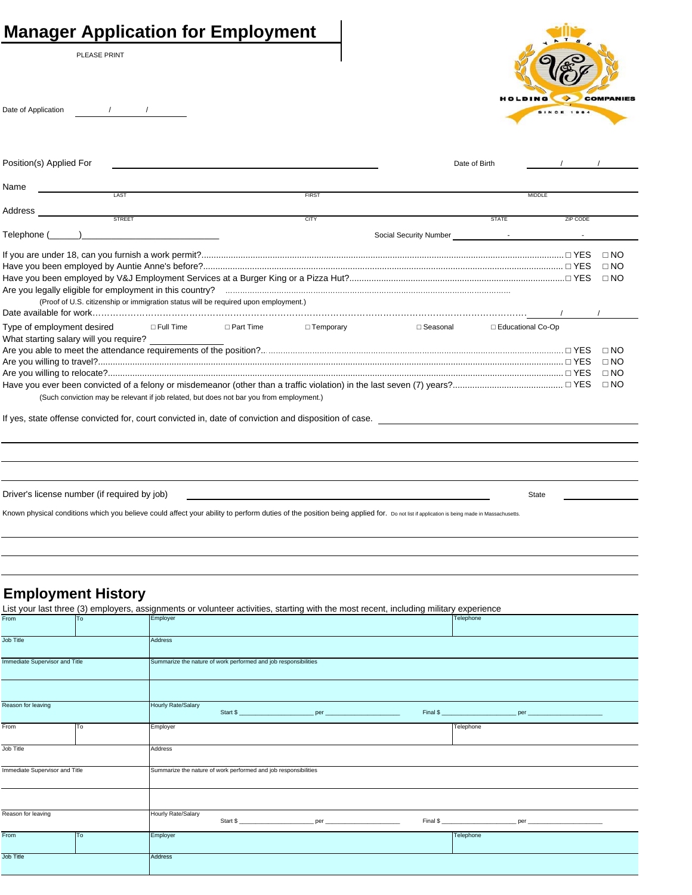# Manager Application for Employment

PLEASE PRINT

Date of Application _____ / _____ / _____

Position(s) Applied For ______________________________ Date of Birth _____ / _____ / _____

Name ______________________________
LAST FIRST MIDDLE

Address ______________________________
STREET CITY STATE ZIP CODE

Telephone (______)______________________ Social Security Number _______ - _______ - _______

If you are under 18, can you furnish a work permit?....................... □ YES □ NO

Have you been employed by Auntie Anne's before?....................... □ YES □ NO

Have you been employed by V&J Employment Services at a Burger King or a Pizza Hut?....................... □ YES □ NO

Are you legally eligible for employment in this country? .......................

(Proof of U.S. citizenship or immigration status will be required upon employment.)

Date available for work....................... _____ / _____ / _____

Type of employment desired □ Full Time □ Part Time □ Temporary □ Seasonal □ Educational Co-Op

What starting salary will you require? ______________

Are you able to meet the attendance requirements of the position?....................... □ YES □ NO

Are you willing to travel?....................... □ YES □ NO

Are you willing to relocate?....................... □ YES □ NO

Have you ever been convicted of a felony or misdemeanor (other than a traffic violation) in the last seven (7) years?....................... □ YES □ NO

(Such conviction may be relevant if job related, but does not bar you from employment.)

If yes, state offense convicted for, court convicted in, date of conviction and disposition of case. ______________________________

______________________________

______________________________

Driver's license number (if required by job) ______________________________ State ____________

Known physical conditions which you believe could affect your ability to perform duties of the position being applied for. Do not list if application is being made in Massachusetts.

______________________________

______________________________

## Employment History

List your last three (3) employers, assignments or volunteer activities, starting with the most recent, including military experience

| From | To | Employer | Telephone |
|---|---|---|---|
| Job Title | | Address | |
| Immediate Supervisor and Title | | Summarize the nature of work performed and job responsibilities | |
| | | | |
| Reason for leaving | | Hourly Rate/Salary Start $ ____________ per ____________ Final $ ____________ per ____________ | |
| From | To | Employer | Telephone |
| Job Title | | Address | |
| Immediate Supervisor and Title | | Summarize the nature of work performed and job responsibilities | |
| | | | |
| Reason for leaving | | Hourly Rate/Salary Start $ ____________ per ____________ Final $ ____________ per ____________ | |
| From | To | Employer | Telephone |
| Job Title | | Address | |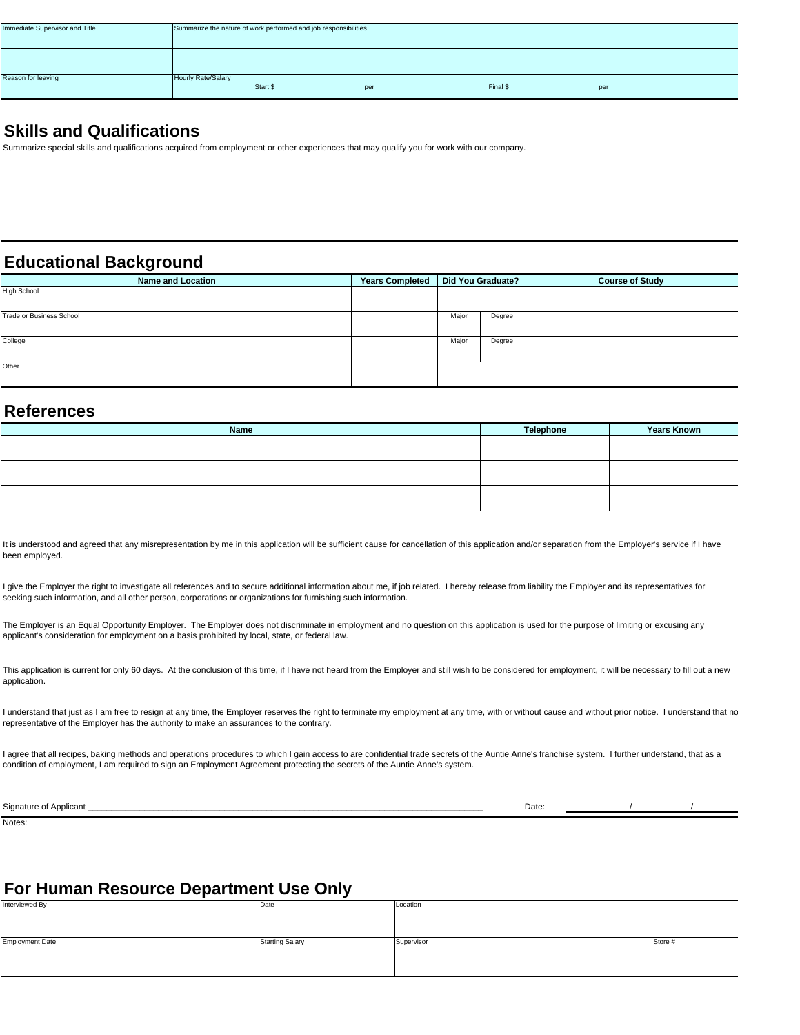| Immediate Supervisor and Title | Summarize the nature of work performed and job responsibilities |
|---|---|
| | |
| Reason for leaving | Hourly Rate/Salary<br>Start $ _______________ per _______________ Final $ _______________ per _______________ |

## Skills and Qualifications

Summarize special skills and qualifications acquired from employment or other experiences that may qualify you for work with our company.

## Educational Background

| Name and Location | Years Completed | Did You Graduate? | | Course of Study |
|---|---|---|---|---|
| High School | | | | |
| Trade or Business School | | Major | Degree | |
| College | | Major | Degree | |
| Other | | | | |

## References

| Name | Telephone | Years Known |
|---|---|---|
| | | |
| | | |
| | | |

It is understood and agreed that any misrepresentation by me in this application will be sufficient cause for cancellation of this application and/or separation from the Employer's service if I have been employed.

I give the Employer the right to investigate all references and to secure additional information about me, if job related. I hereby release from liability the Employer and its representatives for seeking such information, and all other person, corporations or organizations for furnishing such information.

The Employer is an Equal Opportunity Employer. The Employer does not discriminate in employment and no question on this application is used for the purpose of limiting or excusing any applicant's consideration for employment on a basis prohibited by local, state, or federal law.

This application is current for only 60 days. At the conclusion of this time, if I have not heard from the Employer and still wish to be considered for employment, it will be necessary to fill out a new application.

I understand that just as I am free to resign at any time, the Employer reserves the right to terminate my employment at any time, with or without cause and without prior notice. I understand that no representative of the Employer has the authority to make an assurances to the contrary.

I agree that all recipes, baking methods and operations procedures to which I gain access to are confidential trade secrets of the Auntie Anne's franchise system. I further understand, that as a condition of employment, I am required to sign an Employment Agreement protecting the secrets of the Auntie Anne's system.

Signature of Applicant ______________________________________________ Date: ______ / ______ / ______

Notes:

## For Human Resource Department Use Only

| Interviewed By | Date | Location | |
|---|---|---|---|
| Employment Date | Starting Salary | Supervisor | Store # |